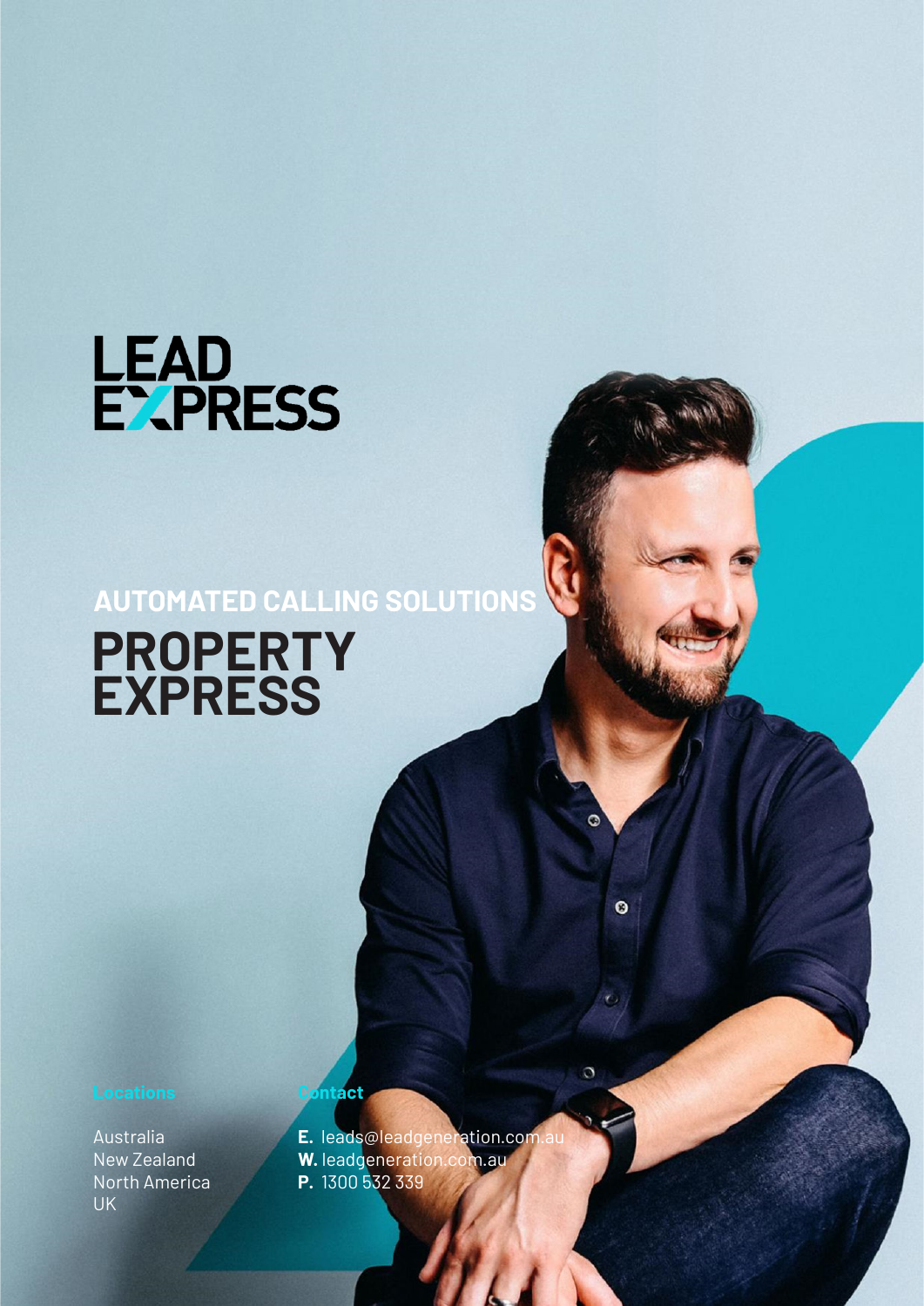LEAD EXPRESS

## AUTOMATED CALLING SOLUTIONS

# PROPERTY EXPRESS

**Locations**

Australia
New Zealand
North America
UK

**Contact**

**E.** leads@leadgeneration.com.au
**W.** leadgeneration.com.au
**P.** 1300 532 339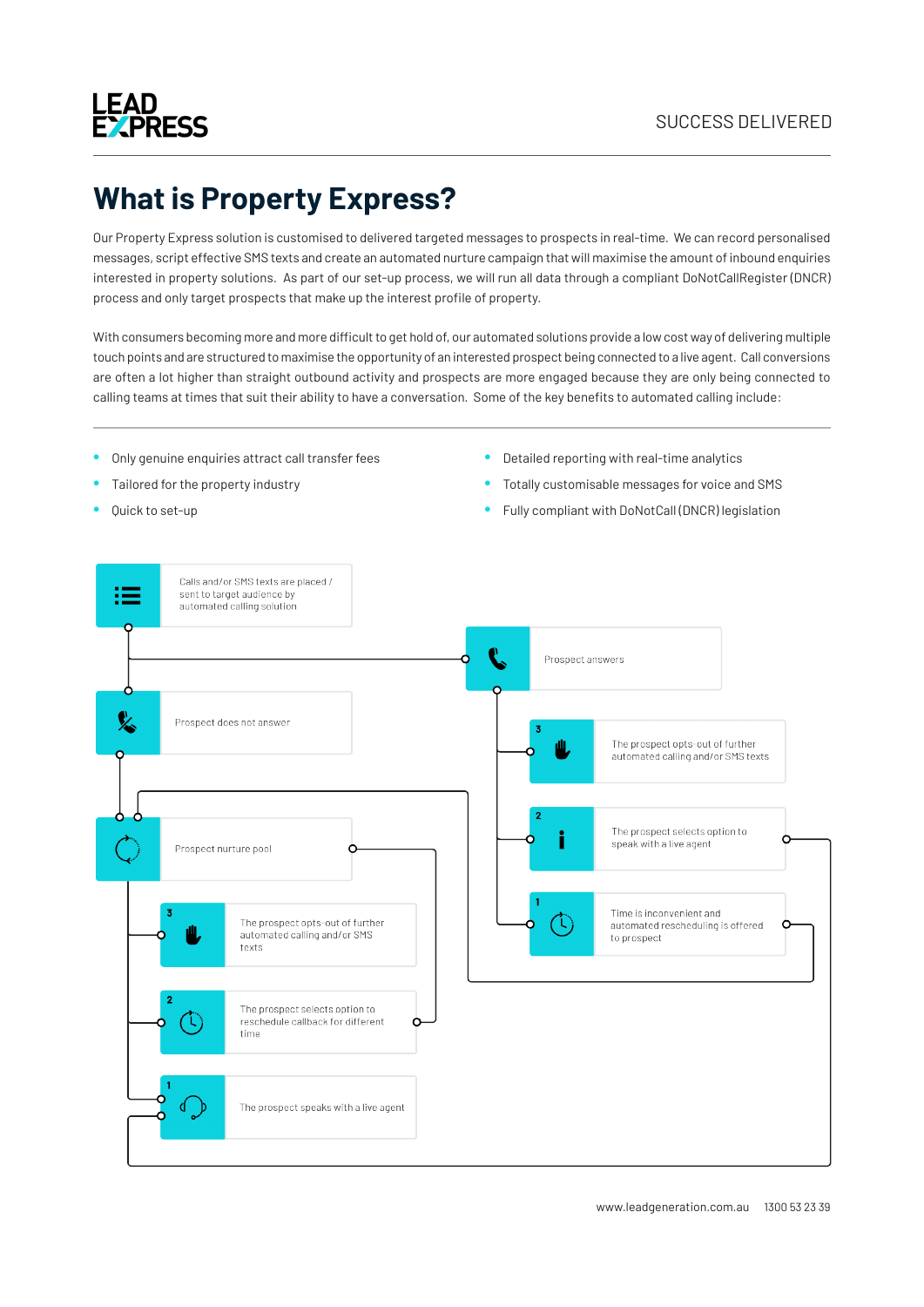# What is Property Express?

Our Property Express solution is customised to delivered targeted messages to prospects in real-time. We can record personalised messages, script effective SMS texts and create an automated nurture campaign that will maximise the amount of inbound enquiries interested in property solutions. As part of our set-up process, we will run all data through a compliant DoNotCallRegister (DNCR) process and only target prospects that make up the interest profile of property.

With consumers becoming more and more difficult to get hold of, our automated solutions provide a low cost way of delivering multiple touch points and are structured to maximise the opportunity of an interested prospect being connected to a live agent. Call conversions are often a lot higher than straight outbound activity and prospects are more engaged because they are only being connected to calling teams at times that suit their ability to have a conversation. Some of the key benefits to automated calling include:

- Only genuine enquiries attract call transfer fees
- Tailored for the property industry
- Quick to set-up
- Detailed reporting with real-time analytics
- Totally customisable messages for voice and SMS
- Fully compliant with DoNotCall (DNCR) legislation

Calls and/or SMS texts are placed / sent to target audience by automated calling solution

Prospect answers

3 The prospect opts-out of further automated calling and/or SMS texts

2 The prospect selects option to speak with a live agent

1 Time is inconvenient and automated rescheduling is offered to prospect

Prospect does not answer

Prospect nurture pool

3 The prospect opts-out of further automated calling and/or SMS texts

2 The prospect selects option to reschedule callback for different time

1 The prospect speaks with a live agent

www.leadgeneration.com.au 1300 53 23 39